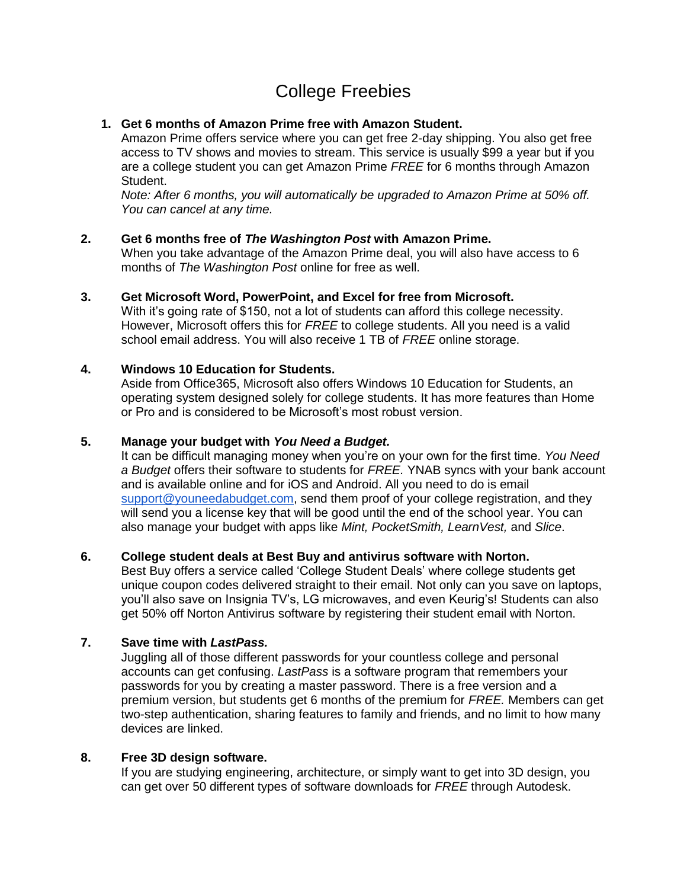# College Freebies

1. **Get 6 months of Amazon Prime free with Amazon Student.**
   Amazon Prime offers service where you can get free 2-day shipping. You also get free access to TV shows and movies to stream. This service is usually $99 a year but if you are a college student you can get Amazon Prime *FREE* for 6 months through Amazon Student.
   *Note: After 6 months, you will automatically be upgraded to Amazon Prime at 50% off. You can cancel at any time.*

2. **Get 6 months free of *The Washington Post* with Amazon Prime.**
   When you take advantage of the Amazon Prime deal, you will also have access to 6 months of *The Washington Post* online for free as well.

3. **Get Microsoft Word, PowerPoint, and Excel for free from Microsoft.**
   With it's going rate of $150, not a lot of students can afford this college necessity. However, Microsoft offers this for *FREE* to college students. All you need is a valid school email address. You will also receive 1 TB of *FREE* online storage.

4. **Windows 10 Education for Students.**
   Aside from Office365, Microsoft also offers Windows 10 Education for Students, an operating system designed solely for college students. It has more features than Home or Pro and is considered to be Microsoft's most robust version.

5. **Manage your budget with *You Need a Budget.***
   It can be difficult managing money when you're on your own for the first time. *You Need a Budget* offers their software to students for *FREE.* YNAB syncs with your bank account and is available online and for iOS and Android. All you need to do is email support@youneedabudget.com, send them proof of your college registration, and they will send you a license key that will be good until the end of the school year. You can also manage your budget with apps like *Mint, PocketSmith, LearnVest,* and *Slice*.

6. **College student deals at Best Buy and antivirus software with Norton.**
   Best Buy offers a service called 'College Student Deals' where college students get unique coupon codes delivered straight to their email. Not only can you save on laptops, you'll also save on Insignia TV's, LG microwaves, and even Keurig's! Students can also get 50% off Norton Antivirus software by registering their student email with Norton.

7. **Save time with *LastPass.***
   Juggling all of those different passwords for your countless college and personal accounts can get confusing. *LastPass* is a software program that remembers your passwords for you by creating a master password. There is a free version and a premium version, but students get 6 months of the premium for *FREE.* Members can get two-step authentication, sharing features to family and friends, and no limit to how many devices are linked.

8. **Free 3D design software.**
   If you are studying engineering, architecture, or simply want to get into 3D design, you can get over 50 different types of software downloads for *FREE* through Autodesk.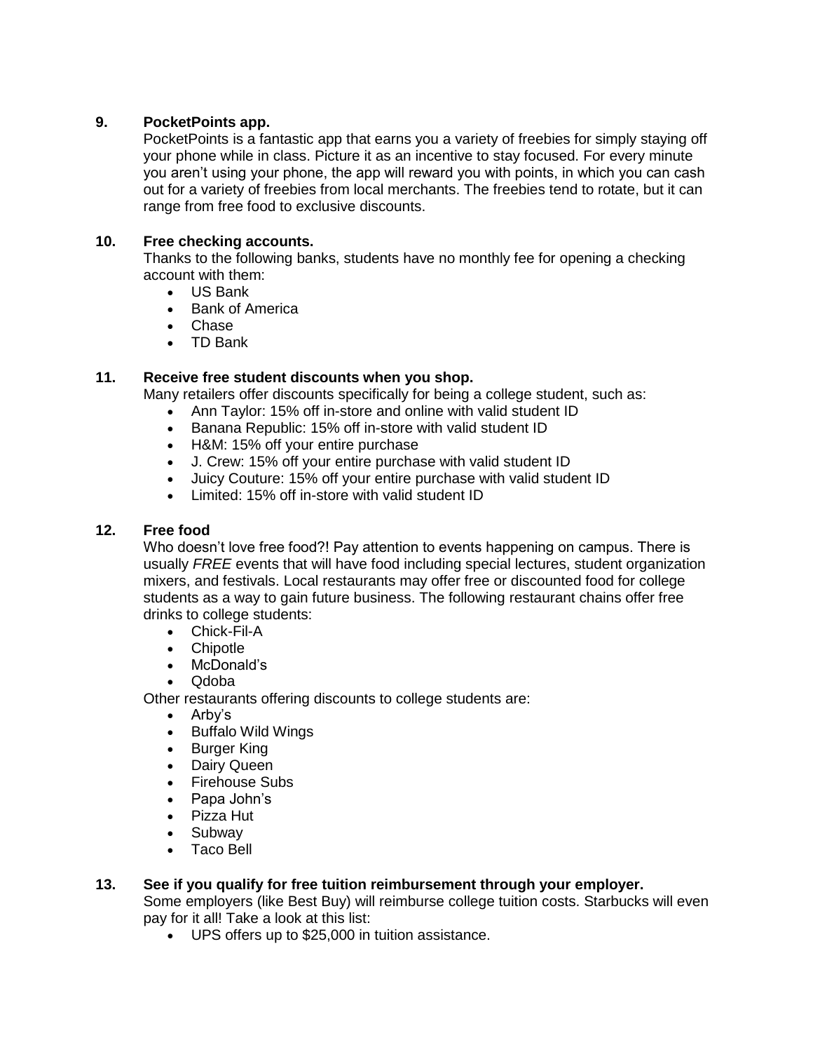### 9. PocketPoints app.

PocketPoints is a fantastic app that earns you a variety of freebies for simply staying off your phone while in class. Picture it as an incentive to stay focused. For every minute you aren't using your phone, the app will reward you with points, in which you can cash out for a variety of freebies from local merchants. The freebies tend to rotate, but it can range from free food to exclusive discounts.

### 10. Free checking accounts.

Thanks to the following banks, students have no monthly fee for opening a checking account with them:

- US Bank
- Bank of America
- Chase
- TD Bank

### 11. Receive free student discounts when you shop.

Many retailers offer discounts specifically for being a college student, such as:

- Ann Taylor: 15% off in-store and online with valid student ID
- Banana Republic: 15% off in-store with valid student ID
- H&M: 15% off your entire purchase
- J. Crew: 15% off your entire purchase with valid student ID
- Juicy Couture: 15% off your entire purchase with valid student ID
- Limited: 15% off in-store with valid student ID

### 12. Free food

Who doesn't love free food?! Pay attention to events happening on campus. There is usually *FREE* events that will have food including special lectures, student organization mixers, and festivals. Local restaurants may offer free or discounted food for college students as a way to gain future business. The following restaurant chains offer free drinks to college students:

- Chick-Fil-A
- Chipotle
- McDonald's
- Qdoba

Other restaurants offering discounts to college students are:

- Arby's
- Buffalo Wild Wings
- Burger King
- Dairy Queen
- Firehouse Subs
- Papa John's
- Pizza Hut
- Subway
- Taco Bell

### 13. See if you qualify for free tuition reimbursement through your employer.

Some employers (like Best Buy) will reimburse college tuition costs. Starbucks will even pay for it all! Take a look at this list:

- UPS offers up to $25,000 in tuition assistance.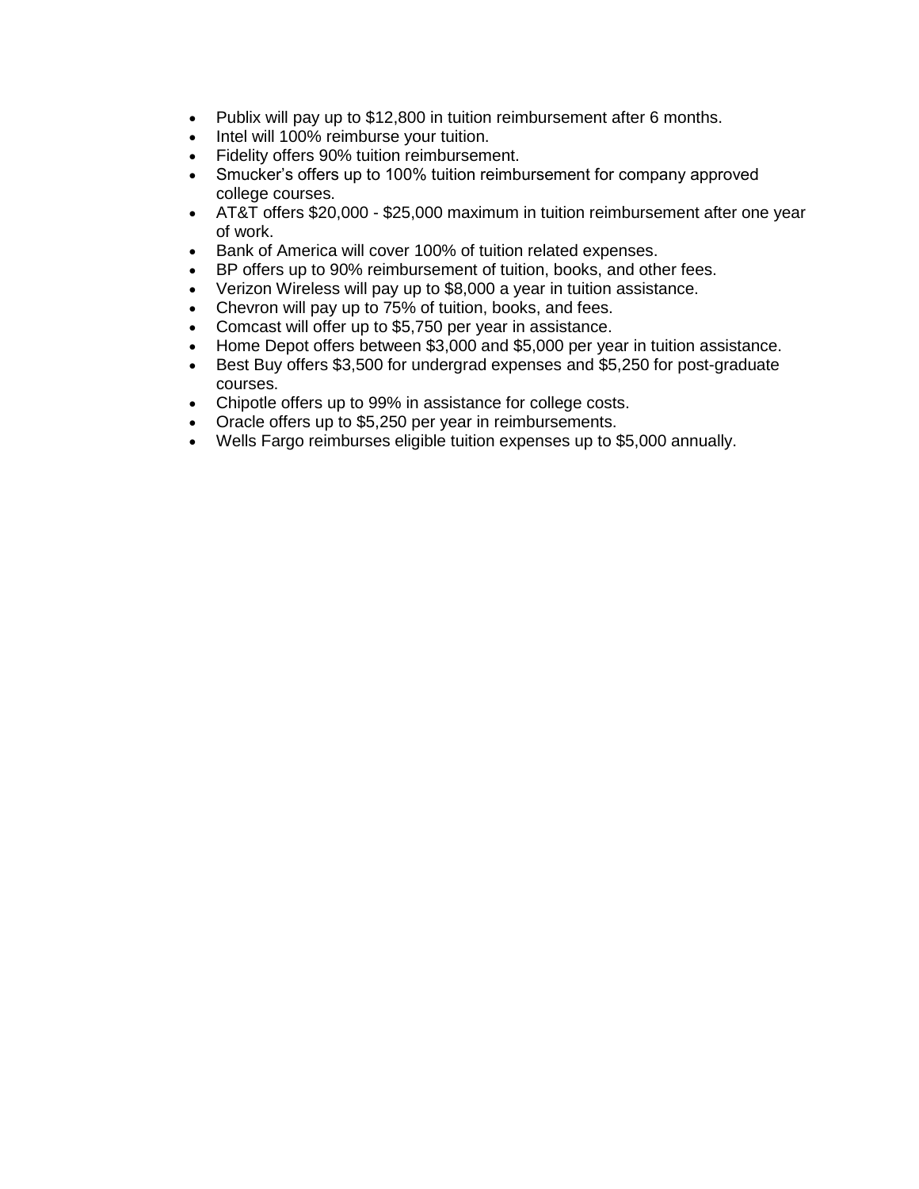- Publix will pay up to $12,800 in tuition reimbursement after 6 months.
- Intel will 100% reimburse your tuition.
- Fidelity offers 90% tuition reimbursement.
- Smucker's offers up to 100% tuition reimbursement for company approved college courses.
- AT&T offers $20,000 - $25,000 maximum in tuition reimbursement after one year of work.
- Bank of America will cover 100% of tuition related expenses.
- BP offers up to 90% reimbursement of tuition, books, and other fees.
- Verizon Wireless will pay up to $8,000 a year in tuition assistance.
- Chevron will pay up to 75% of tuition, books, and fees.
- Comcast will offer up to $5,750 per year in assistance.
- Home Depot offers between $3,000 and $5,000 per year in tuition assistance.
- Best Buy offers $3,500 for undergrad expenses and $5,250 for post-graduate courses.
- Chipotle offers up to 99% in assistance for college costs.
- Oracle offers up to $5,250 per year in reimbursements.
- Wells Fargo reimburses eligible tuition expenses up to $5,000 annually.